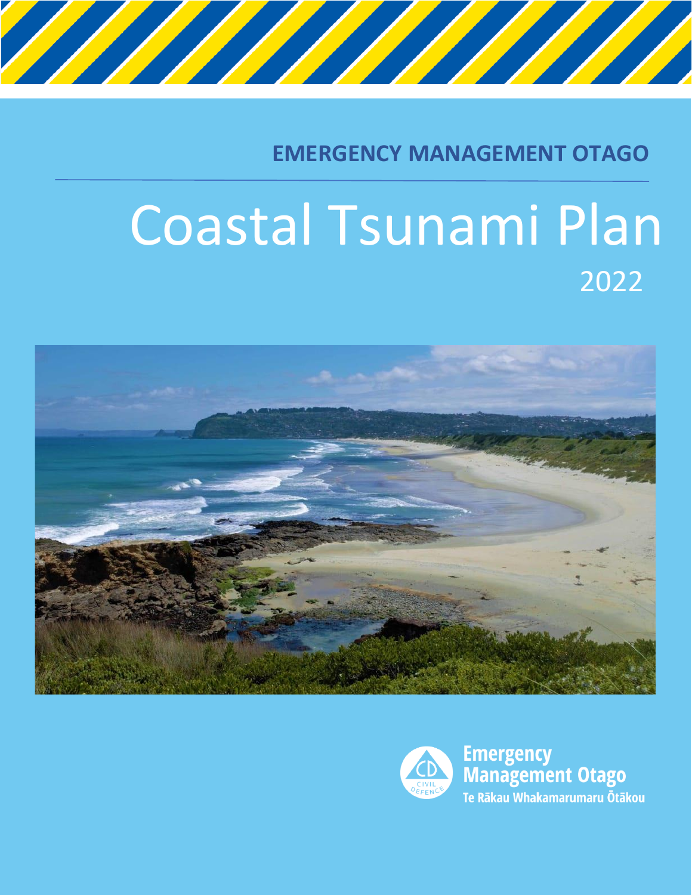EMERGENCY MANAGEMENT OTAGO

# Coastal Tsunami Plan

2022

Emergency Management Otago

Te Rākau Whakamarumaru Ōtākou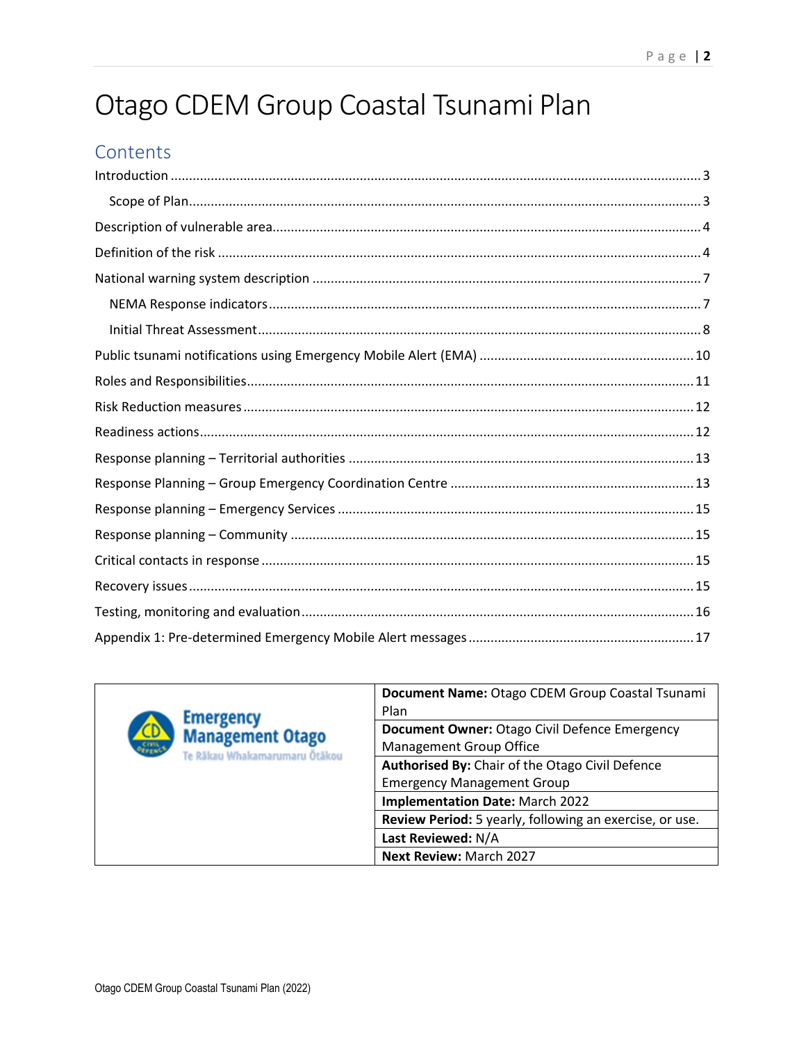# Otago CDEM Group Coastal Tsunami Plan

## Contents

Introduction ..... 3

- Scope of Plan ..... 3

Description of vulnerable area ..... 4

Definition of the risk ..... 4

National warning system description ..... 7

- NEMA Response indicators ..... 7
- Initial Threat Assessment ..... 8

Public tsunami notifications using Emergency Mobile Alert (EMA) ..... 10

Roles and Responsibilities ..... 11

Risk Reduction measures ..... 12

Readiness actions ..... 12

Response planning – Territorial authorities ..... 13

Response Planning – Group Emergency Coordination Centre ..... 13

Response planning – Emergency Services ..... 15

Response planning – Community ..... 15

Critical contacts in response ..... 15

Recovery issues ..... 15

Testing, monitoring and evaluation ..... 16

Appendix 1: Pre-determined Emergency Mobile Alert messages ..... 17

| Emergency Management Otago<br>Te Rākau Whakamarumaru Ōtākou | **Document Name:** Otago CDEM Group Coastal Tsunami Plan |
|---|---|
| | **Document Owner:** Otago Civil Defence Emergency Management Group Office |
| | **Authorised By:** Chair of the Otago Civil Defence Emergency Management Group |
| | **Implementation Date:** March 2022 |
| | **Review Period:** 5 yearly, following an exercise, or use. |
| | **Last Reviewed:** N/A |
| | **Next Review:** March 2027 |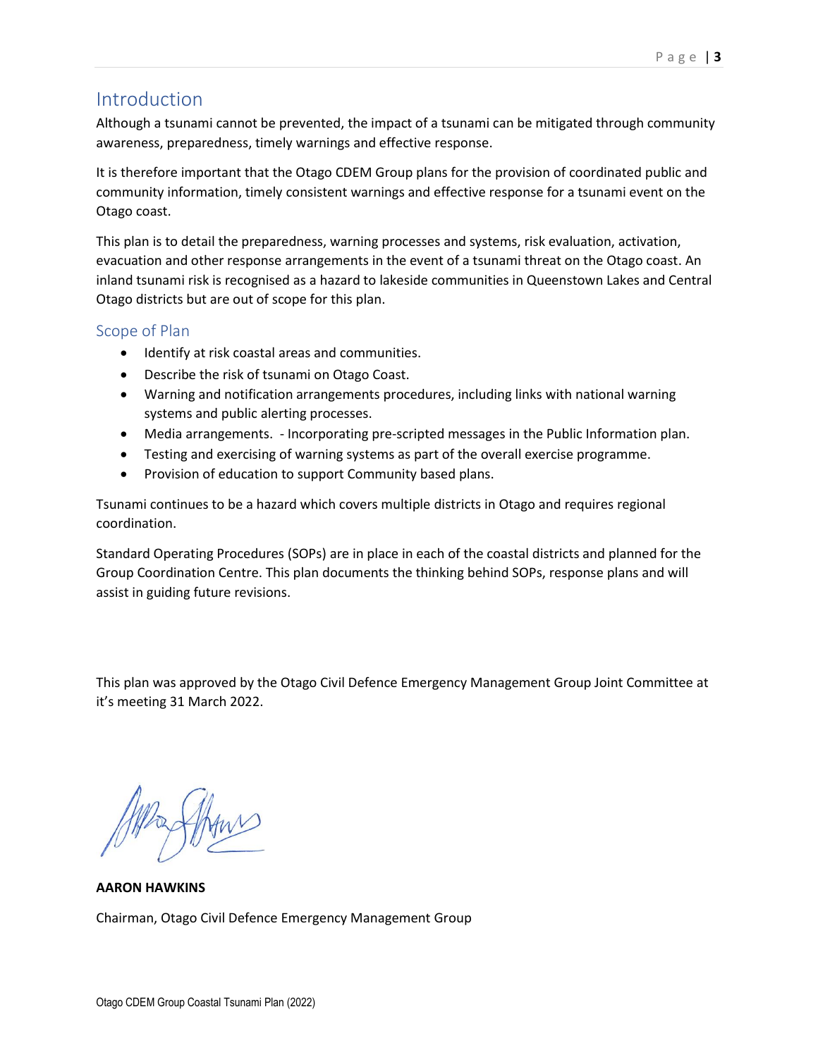## Introduction

Although a tsunami cannot be prevented, the impact of a tsunami can be mitigated through community awareness, preparedness, timely warnings and effective response.

It is therefore important that the Otago CDEM Group plans for the provision of coordinated public and community information, timely consistent warnings and effective response for a tsunami event on the Otago coast.

This plan is to detail the preparedness, warning processes and systems, risk evaluation, activation, evacuation and other response arrangements in the event of a tsunami threat on the Otago coast. An inland tsunami risk is recognised as a hazard to lakeside communities in Queenstown Lakes and Central Otago districts but are out of scope for this plan.

### Scope of Plan

- Identify at risk coastal areas and communities.
- Describe the risk of tsunami on Otago Coast.
- Warning and notification arrangements procedures, including links with national warning systems and public alerting processes.
- Media arrangements. - Incorporating pre-scripted messages in the Public Information plan.
- Testing and exercising of warning systems as part of the overall exercise programme.
- Provision of education to support Community based plans.

Tsunami continues to be a hazard which covers multiple districts in Otago and requires regional coordination.

Standard Operating Procedures (SOPs) are in place in each of the coastal districts and planned for the Group Coordination Centre. This plan documents the thinking behind SOPs, response plans and will assist in guiding future revisions.

This plan was approved by the Otago Civil Defence Emergency Management Group Joint Committee at it's meeting 31 March 2022.

**AARON HAWKINS**

Chairman, Otago Civil Defence Emergency Management Group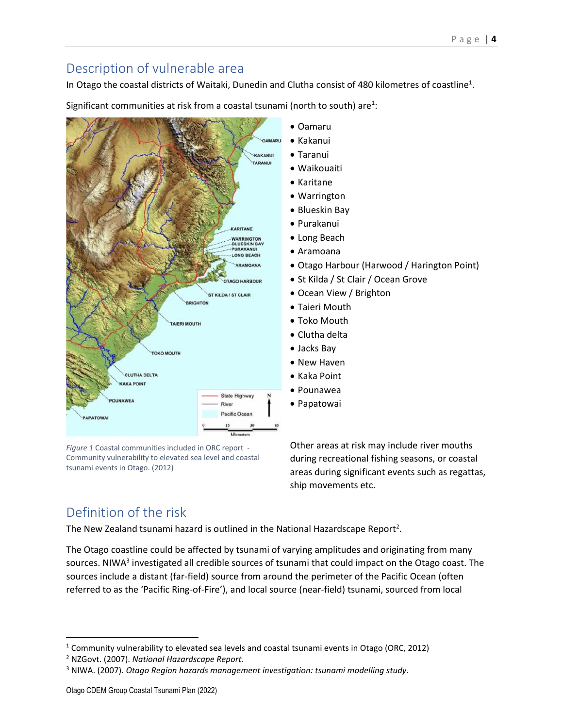## Description of vulnerable area

In Otago the coastal districts of Waitaki, Dunedin and Clutha consist of 480 kilometres of coastline[1].

Significant communities at risk from a coastal tsunami (north to south) are[1]:

- Oamaru
- Kakanui
- Taranui
- Waikouaiti
- Karitane
- Warrington
- Blueskin Bay
- Purakanui
- Long Beach
- Aramoana
- Otago Harbour (Harwood / Harington Point)
- St Kilda / St Clair / Ocean Grove
- Ocean View / Brighton
- Taieri Mouth
- Toko Mouth
- Clutha delta
- Jacks Bay
- New Haven
- Kaka Point
- Pounawea
- Papatowai

*Figure 1* Coastal communities included in ORC report - Community vulnerability to elevated sea level and coastal tsunami events in Otago. (2012)

Other areas at risk may include river mouths during recreational fishing seasons, or coastal areas during significant events such as regattas, ship movements etc.

## Definition of the risk

The New Zealand tsunami hazard is outlined in the National Hazardscape Report[2].

The Otago coastline could be affected by tsunami of varying amplitudes and originating from many sources. NIWA[3] investigated all credible sources of tsunami that could impact on the Otago coast. The sources include a distant (far-field) source from around the perimeter of the Pacific Ocean (often referred to as the 'Pacific Ring-of-Fire'), and local source (near-field) tsunami, sourced from local

---

[1] Community vulnerability to elevated sea levels and coastal tsunami events in Otago (ORC, 2012)

[2] NZGovt. (2007). *National Hazardscape Report.*

[3] NIWA. (2007). *Otago Region hazards management investigation: tsunami modelling study.*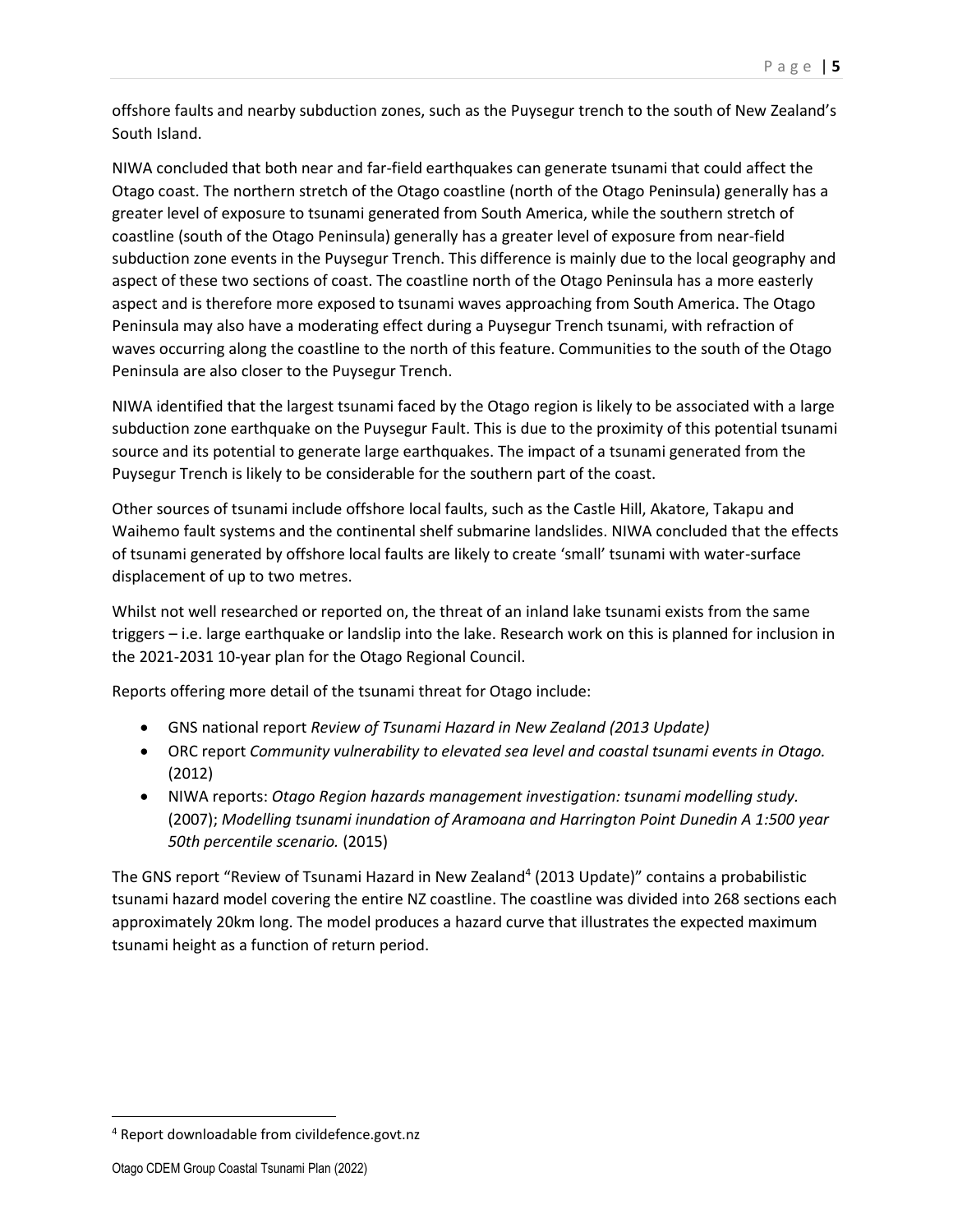offshore faults and nearby subduction zones, such as the Puysegur trench to the south of New Zealand's South Island.

NIWA concluded that both near and far-field earthquakes can generate tsunami that could affect the Otago coast. The northern stretch of the Otago coastline (north of the Otago Peninsula) generally has a greater level of exposure to tsunami generated from South America, while the southern stretch of coastline (south of the Otago Peninsula) generally has a greater level of exposure from near-field subduction zone events in the Puysegur Trench. This difference is mainly due to the local geography and aspect of these two sections of coast. The coastline north of the Otago Peninsula has a more easterly aspect and is therefore more exposed to tsunami waves approaching from South America. The Otago Peninsula may also have a moderating effect during a Puysegur Trench tsunami, with refraction of waves occurring along the coastline to the north of this feature. Communities to the south of the Otago Peninsula are also closer to the Puysegur Trench.

NIWA identified that the largest tsunami faced by the Otago region is likely to be associated with a large subduction zone earthquake on the Puysegur Fault. This is due to the proximity of this potential tsunami source and its potential to generate large earthquakes. The impact of a tsunami generated from the Puysegur Trench is likely to be considerable for the southern part of the coast.

Other sources of tsunami include offshore local faults, such as the Castle Hill, Akatore, Takapu and Waihemo fault systems and the continental shelf submarine landslides. NIWA concluded that the effects of tsunami generated by offshore local faults are likely to create 'small' tsunami with water-surface displacement of up to two metres.

Whilst not well researched or reported on, the threat of an inland lake tsunami exists from the same triggers – i.e. large earthquake or landslip into the lake. Research work on this is planned for inclusion in the 2021-2031 10-year plan for the Otago Regional Council.

Reports offering more detail of the tsunami threat for Otago include:

- GNS national report *Review of Tsunami Hazard in New Zealand (2013 Update)*
- ORC report *Community vulnerability to elevated sea level and coastal tsunami events in Otago.* (2012)
- NIWA reports: *Otago Region hazards management investigation: tsunami modelling study.* (2007); *Modelling tsunami inundation of Aramoana and Harrington Point Dunedin A 1:500 year 50th percentile scenario.* (2015)

The GNS report "Review of Tsunami Hazard in New Zealand[4] (2013 Update)" contains a probabilistic tsunami hazard model covering the entire NZ coastline. The coastline was divided into 268 sections each approximately 20km long. The model produces a hazard curve that illustrates the expected maximum tsunami height as a function of return period.

[4] Report downloadable from civildefence.govt.nz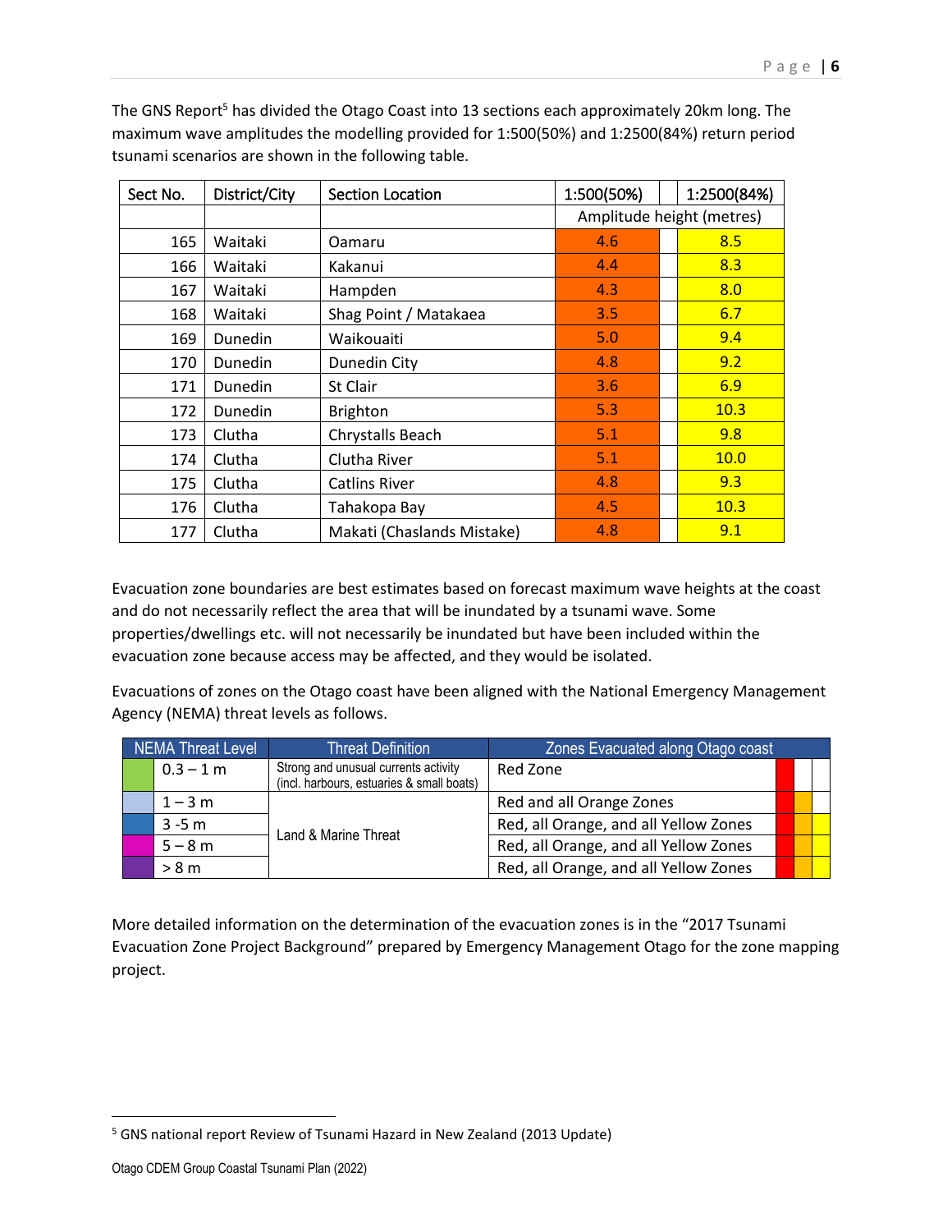The GNS Report[5] has divided the Otago Coast into 13 sections each approximately 20km long. The maximum wave amplitudes the modelling provided for 1:500(50%) and 1:2500(84%) return period tsunami scenarios are shown in the following table.

| Sect No. | District/City | Section Location | 1:500(50%) | 1:2500(84%) |
|---|---|---|---|---|
| | | | Amplitude height (metres) | |
| 165 | Waitaki | Oamaru | 4.6 | 8.5 |
| 166 | Waitaki | Kakanui | 4.4 | 8.3 |
| 167 | Waitaki | Hampden | 4.3 | 8.0 |
| 168 | Waitaki | Shag Point / Matakaea | 3.5 | 6.7 |
| 169 | Dunedin | Waikouaiti | 5.0 | 9.4 |
| 170 | Dunedin | Dunedin City | 4.8 | 9.2 |
| 171 | Dunedin | St Clair | 3.6 | 6.9 |
| 172 | Dunedin | Brighton | 5.3 | 10.3 |
| 173 | Clutha | Chrystalls Beach | 5.1 | 9.8 |
| 174 | Clutha | Clutha River | 5.1 | 10.0 |
| 175 | Clutha | Catlins River | 4.8 | 9.3 |
| 176 | Clutha | Tahakopa Bay | 4.5 | 10.3 |
| 177 | Clutha | Makati (Chaslands Mistake) | 4.8 | 9.1 |

Evacuation zone boundaries are best estimates based on forecast maximum wave heights at the coast and do not necessarily reflect the area that will be inundated by a tsunami wave. Some properties/dwellings etc. will not necessarily be inundated but have been included within the evacuation zone because access may be affected, and they would be isolated.

Evacuations of zones on the Otago coast have been aligned with the National Emergency Management Agency (NEMA) threat levels as follows.

| NEMA Threat Level | Threat Definition | Zones Evacuated along Otago coast |
|---|---|---|
| 0.3 – 1 m | Strong and unusual currents activity (incl. harbours, estuaries & small boats) | Red Zone |
| 1 – 3 m | Land & Marine Threat | Red and all Orange Zones |
| 3 -5 m | Land & Marine Threat | Red, all Orange, and all Yellow Zones |
| 5 – 8 m | Land & Marine Threat | Red, all Orange, and all Yellow Zones |
| > 8 m | Land & Marine Threat | Red, all Orange, and all Yellow Zones |

More detailed information on the determination of the evacuation zones is in the "2017 Tsunami Evacuation Zone Project Background" prepared by Emergency Management Otago for the zone mapping project.

[5] GNS national report Review of Tsunami Hazard in New Zealand (2013 Update)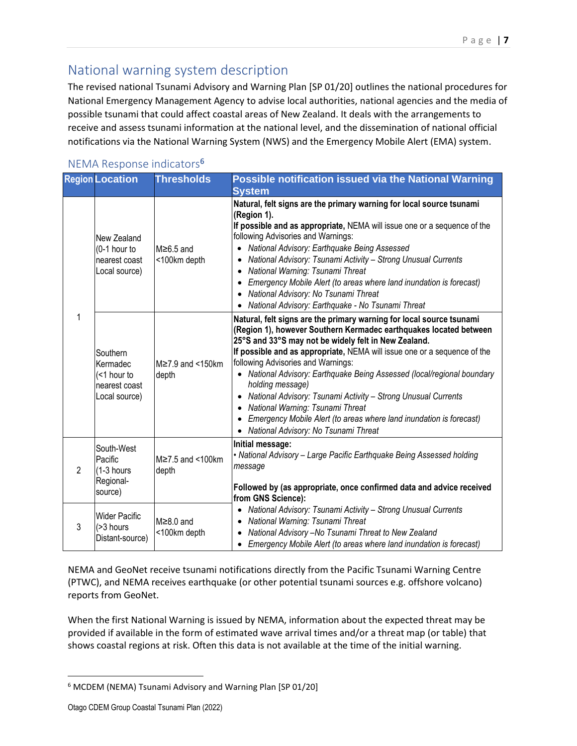## National warning system description

The revised national Tsunami Advisory and Warning Plan [SP 01/20] outlines the national procedures for National Emergency Management Agency to advise local authorities, national agencies and the media of possible tsunami that could affect coastal areas of New Zealand. It deals with the arrangements to receive and assess tsunami information at the national level, and the dissemination of national official notifications via the National Warning System (NWS) and the Emergency Mobile Alert (EMA) system.

### NEMA Response indicators[6]

| Region | Location | Thresholds | Possible notification issued via the National Warning System |
|---|---|---|---|
| 1 | New Zealand (0-1 hour to nearest coast Local source) | M≥6.5 and <100km depth | **Natural, felt signs are the primary warning for local source tsunami (Region 1).**<br>**If possible and as appropriate,** NEMA will issue one or a sequence of the following Advisories and Warnings:<br>• *National Advisory: Earthquake Being Assessed*<br>• *National Advisory: Tsunami Activity – Strong Unusual Currents*<br>• *National Warning: Tsunami Threat*<br>• *Emergency Mobile Alert (to areas where land inundation is forecast)*<br>• *National Advisory: No Tsunami Threat*<br>• *National Advisory: Earthquake - No Tsunami Threat* |
| | Southern Kermadec (<1 hour to nearest coast Local source) | M≥7.9 and <150km depth | **Natural, felt signs are the primary warning for local source tsunami (Region 1), however Southern Kermadec earthquakes located between 25°S and 33°S may not be widely felt in New Zealand.**<br>**If possible and as appropriate,** NEMA will issue one or a sequence of the following Advisories and Warnings:<br>• *National Advisory: Earthquake Being Assessed (local/regional boundary holding message)*<br>• *National Advisory: Tsunami Activity – Strong Unusual Currents*<br>• *National Warning: Tsunami Threat*<br>• *Emergency Mobile Alert (to areas where land inundation is forecast)*<br>• *National Advisory: No Tsunami Threat* |
| 2 | South-West Pacific (1-3 hours Regional-source) | M≥7.5 and <100km depth | **Initial message:**<br>• *National Advisory – Large Pacific Earthquake Being Assessed holding message*<br><br>**Followed by (as appropriate, once confirmed data and advice received from GNS Science):**<br>• *National Advisory: Tsunami Activity – Strong Unusual Currents*<br>• *National Warning: Tsunami Threat*<br>• *National Advisory –No Tsunami Threat to New Zealand*<br>• *Emergency Mobile Alert (to areas where land inundation is forecast)* |
| 3 | Wider Pacific (>3 hours Distant-source) | M≥8.0 and <100km depth | |

NEMA and GeoNet receive tsunami notifications directly from the Pacific Tsunami Warning Centre (PTWC), and NEMA receives earthquake (or other potential tsunami sources e.g. offshore volcano) reports from GeoNet.

When the first National Warning is issued by NEMA, information about the expected threat may be provided if available in the form of estimated wave arrival times and/or a threat map (or table) that shows coastal regions at risk. Often this data is not available at the time of the initial warning.

[6] MCDEM (NEMA) Tsunami Advisory and Warning Plan [SP 01/20]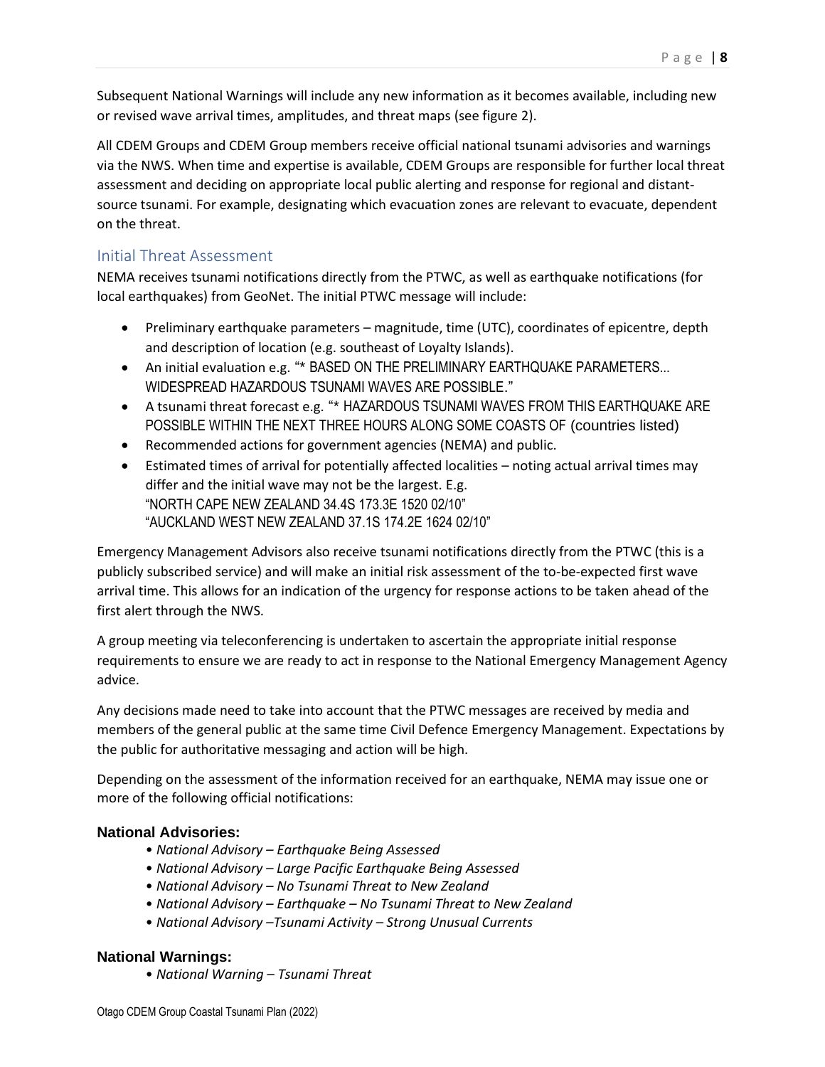Subsequent National Warnings will include any new information as it becomes available, including new or revised wave arrival times, amplitudes, and threat maps (see figure 2).

All CDEM Groups and CDEM Group members receive official national tsunami advisories and warnings via the NWS. When time and expertise is available, CDEM Groups are responsible for further local threat assessment and deciding on appropriate local public alerting and response for regional and distant-source tsunami. For example, designating which evacuation zones are relevant to evacuate, dependent on the threat.

## Initial Threat Assessment

NEMA receives tsunami notifications directly from the PTWC, as well as earthquake notifications (for local earthquakes) from GeoNet. The initial PTWC message will include:

- Preliminary earthquake parameters – magnitude, time (UTC), coordinates of epicentre, depth and description of location (e.g. southeast of Loyalty Islands).
- An initial evaluation e.g. "* BASED ON THE PRELIMINARY EARTHQUAKE PARAMETERS... WIDESPREAD HAZARDOUS TSUNAMI WAVES ARE POSSIBLE."
- A tsunami threat forecast e.g. "* HAZARDOUS TSUNAMI WAVES FROM THIS EARTHQUAKE ARE POSSIBLE WITHIN THE NEXT THREE HOURS ALONG SOME COASTS OF (countries listed)
- Recommended actions for government agencies (NEMA) and public.
- Estimated times of arrival for potentially affected localities – noting actual arrival times may differ and the initial wave may not be the largest. E.g.  
  "NORTH CAPE NEW ZEALAND 34.4S 173.3E 1520 02/10"  
  "AUCKLAND WEST NEW ZEALAND 37.1S 174.2E 1624 02/10"

Emergency Management Advisors also receive tsunami notifications directly from the PTWC (this is a publicly subscribed service) and will make an initial risk assessment of the to-be-expected first wave arrival time. This allows for an indication of the urgency for response actions to be taken ahead of the first alert through the NWS.

A group meeting via teleconferencing is undertaken to ascertain the appropriate initial response requirements to ensure we are ready to act in response to the National Emergency Management Agency advice.

Any decisions made need to take into account that the PTWC messages are received by media and members of the general public at the same time Civil Defence Emergency Management. Expectations by the public for authoritative messaging and action will be high.

Depending on the assessment of the information received for an earthquake, NEMA may issue one or more of the following official notifications:

### National Advisories:

- *National Advisory – Earthquake Being Assessed*
- *National Advisory – Large Pacific Earthquake Being Assessed*
- *National Advisory – No Tsunami Threat to New Zealand*
- *National Advisory – Earthquake – No Tsunami Threat to New Zealand*
- *National Advisory –Tsunami Activity – Strong Unusual Currents*

### National Warnings:

- *National Warning – Tsunami Threat*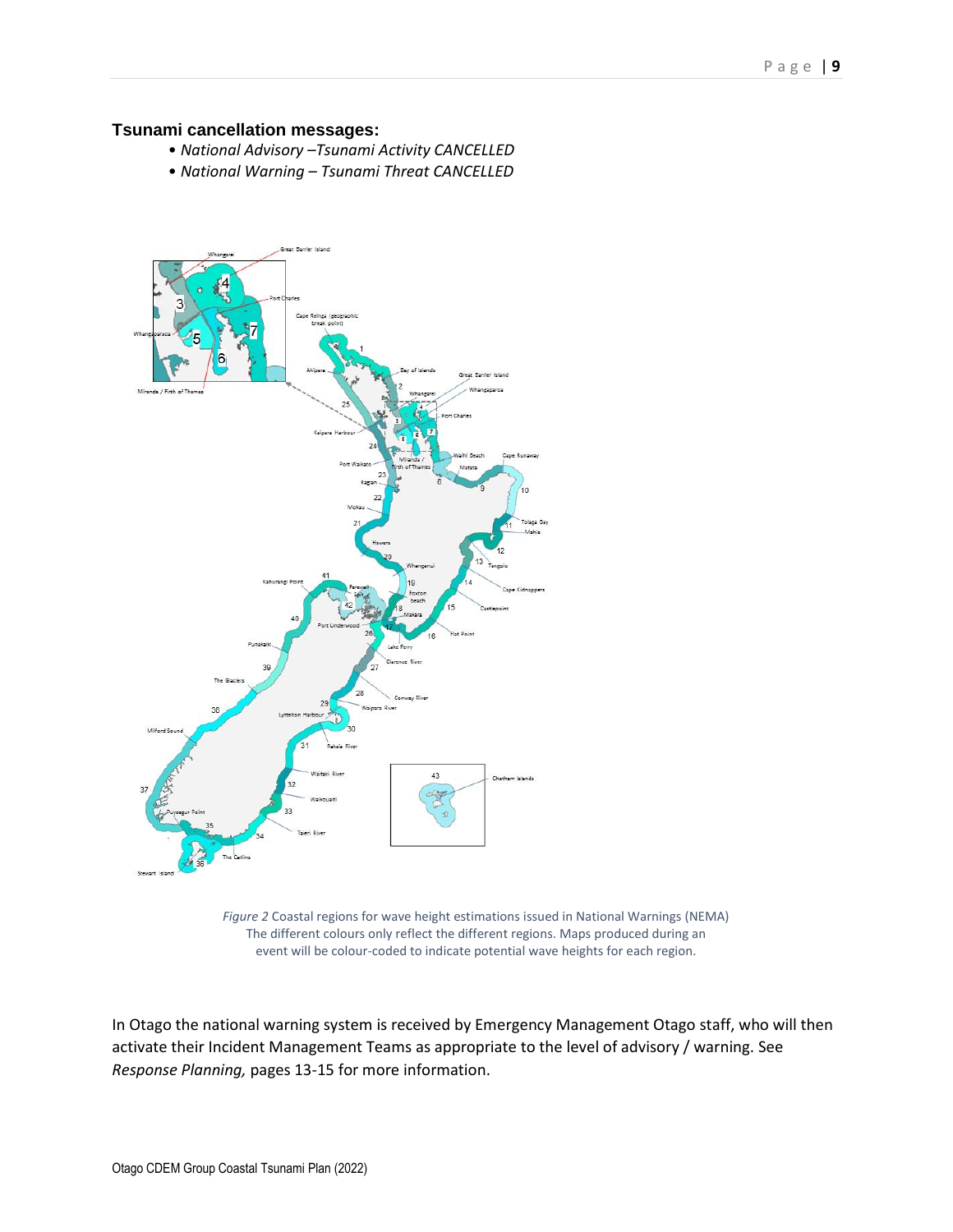**Tsunami cancellation messages:**

- *National Advisory –Tsunami Activity CANCELLED*
- *National Warning – Tsunami Threat CANCELLED*

*Figure 2* Coastal regions for wave height estimations issued in National Warnings (NEMA) The different colours only reflect the different regions. Maps produced during an event will be colour-coded to indicate potential wave heights for each region.

In Otago the national warning system is received by Emergency Management Otago staff, who will then activate their Incident Management Teams as appropriate to the level of advisory / warning. See *Response Planning,* pages 13-15 for more information.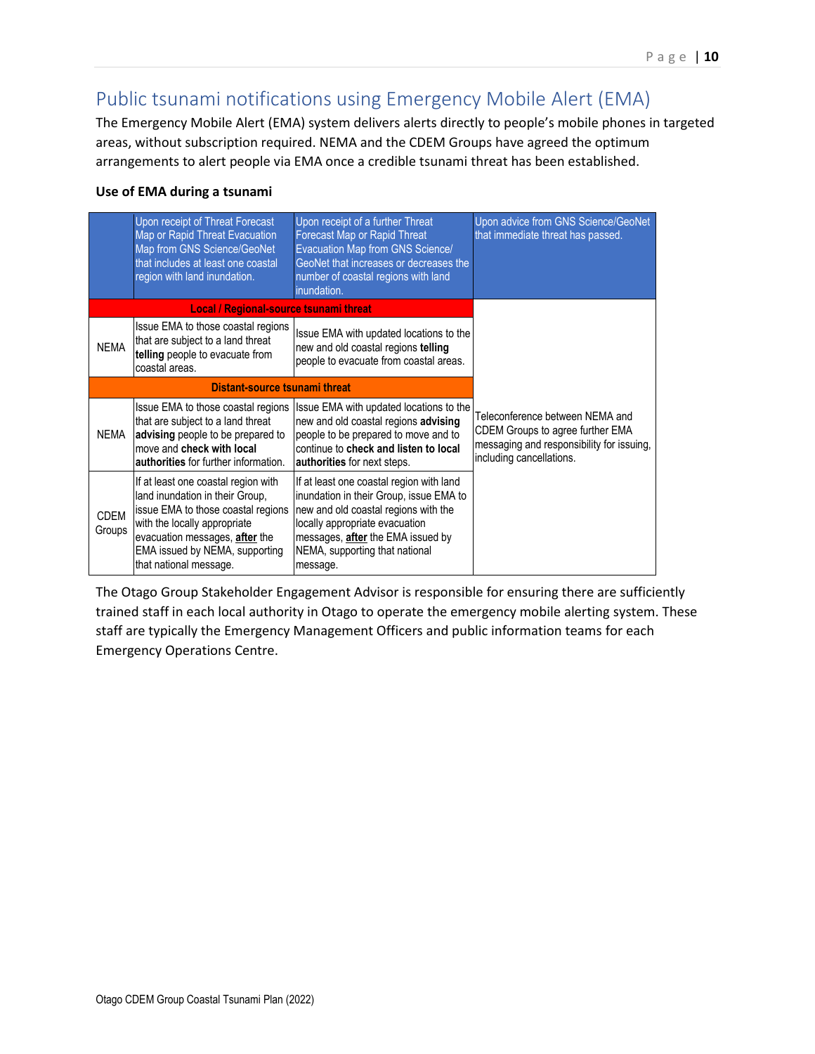## Public tsunami notifications using Emergency Mobile Alert (EMA)

The Emergency Mobile Alert (EMA) system delivers alerts directly to people's mobile phones in targeted areas, without subscription required. NEMA and the CDEM Groups have agreed the optimum arrangements to alert people via EMA once a credible tsunami threat has been established.

**Use of EMA during a tsunami**

| | Upon receipt of Threat Forecast Map or Rapid Threat Evacuation Map from GNS Science/GeoNet that includes at least one coastal region with land inundation. | Upon receipt of a further Threat Forecast Map or Rapid Threat Evacuation Map from GNS Science/ GeoNet that increases or decreases the number of coastal regions with land inundation. | Upon advice from GNS Science/GeoNet that immediate threat has passed. |
|---|---|---|---|
| **Local / Regional-source tsunami threat** | | | Teleconference between NEMA and CDEM Groups to agree further EMA messaging and responsibility for issuing, including cancellations. |
| NEMA | Issue EMA to those coastal regions that are subject to a land threat **telling** people to evacuate from coastal areas. | Issue EMA with updated locations to the new and old coastal regions **telling** people to evacuate from coastal areas. | |
| **Distant-source tsunami threat** | | | |
| NEMA | Issue EMA to those coastal regions that are subject to a land threat **advising** people to be prepared to move and **check with local authorities** for further information. | Issue EMA with updated locations to the new and old coastal regions **advising** people to be prepared to move and to continue to **check and listen to local authorities** for next steps. | |
| CDEM Groups | If at least one coastal region with land inundation in their Group, issue EMA to those coastal regions with the locally appropriate evacuation messages, **after** the EMA issued by NEMA, supporting that national message. | If at least one coastal region with land inundation in their Group, issue EMA to new and old coastal regions with the locally appropriate evacuation messages, **after** the EMA issued by NEMA, supporting that national message. | |

The Otago Group Stakeholder Engagement Advisor is responsible for ensuring there are sufficiently trained staff in each local authority in Otago to operate the emergency mobile alerting system. These staff are typically the Emergency Management Officers and public information teams for each Emergency Operations Centre.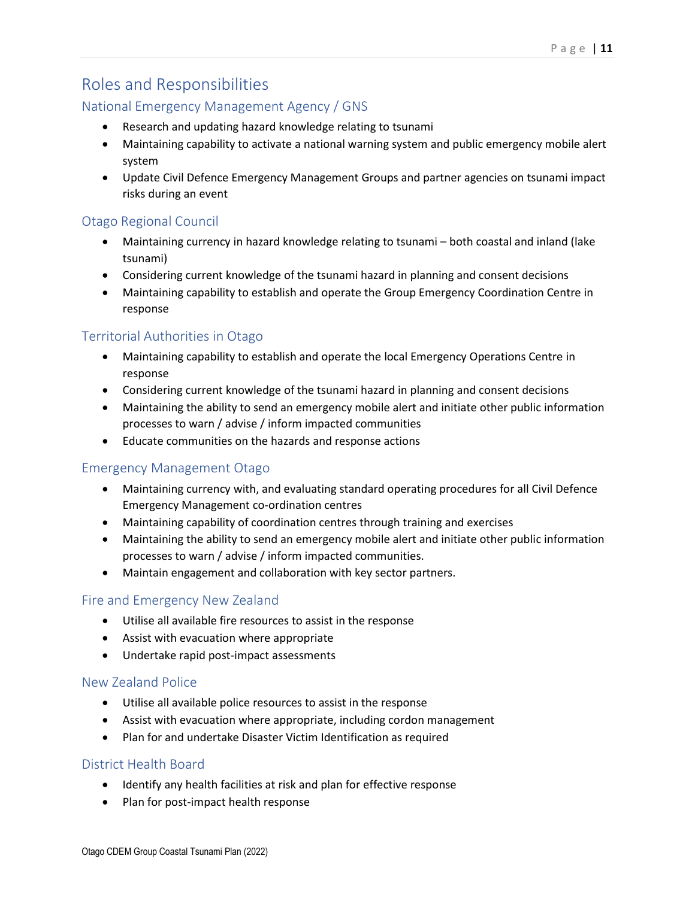# Roles and Responsibilities

## National Emergency Management Agency / GNS

- Research and updating hazard knowledge relating to tsunami
- Maintaining capability to activate a national warning system and public emergency mobile alert system
- Update Civil Defence Emergency Management Groups and partner agencies on tsunami impact risks during an event

## Otago Regional Council

- Maintaining currency in hazard knowledge relating to tsunami – both coastal and inland (lake tsunami)
- Considering current knowledge of the tsunami hazard in planning and consent decisions
- Maintaining capability to establish and operate the Group Emergency Coordination Centre in response

## Territorial Authorities in Otago

- Maintaining capability to establish and operate the local Emergency Operations Centre in response
- Considering current knowledge of the tsunami hazard in planning and consent decisions
- Maintaining the ability to send an emergency mobile alert and initiate other public information processes to warn / advise / inform impacted communities
- Educate communities on the hazards and response actions

## Emergency Management Otago

- Maintaining currency with, and evaluating standard operating procedures for all Civil Defence Emergency Management co-ordination centres
- Maintaining capability of coordination centres through training and exercises
- Maintaining the ability to send an emergency mobile alert and initiate other public information processes to warn / advise / inform impacted communities.
- Maintain engagement and collaboration with key sector partners.

## Fire and Emergency New Zealand

- Utilise all available fire resources to assist in the response
- Assist with evacuation where appropriate
- Undertake rapid post-impact assessments

## New Zealand Police

- Utilise all available police resources to assist in the response
- Assist with evacuation where appropriate, including cordon management
- Plan for and undertake Disaster Victim Identification as required

## District Health Board

- Identify any health facilities at risk and plan for effective response
- Plan for post-impact health response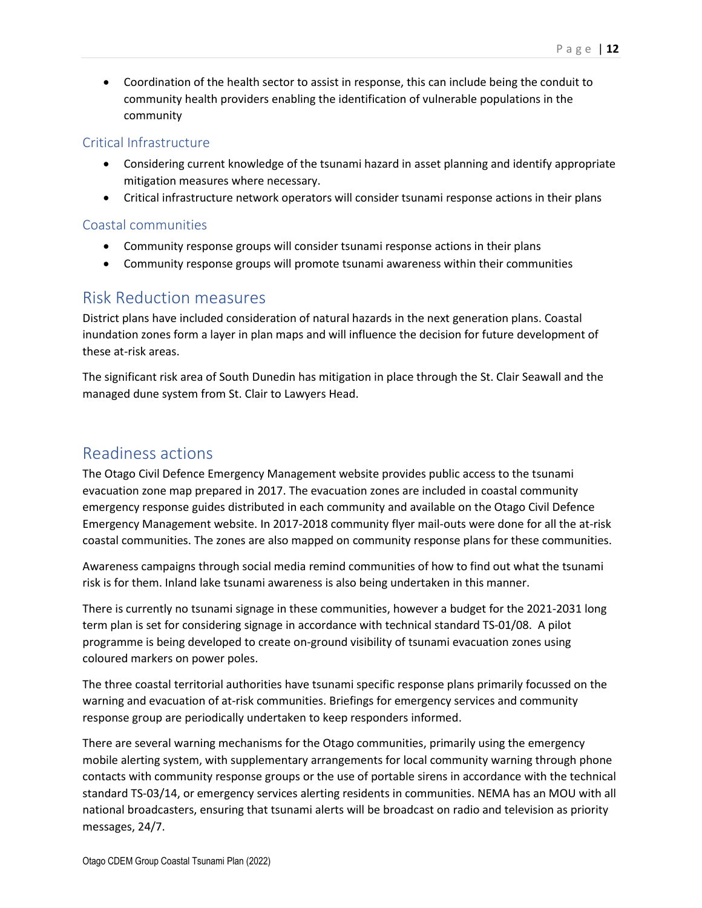- Coordination of the health sector to assist in response, this can include being the conduit to community health providers enabling the identification of vulnerable populations in the community

### Critical Infrastructure

- Considering current knowledge of the tsunami hazard in asset planning and identify appropriate mitigation measures where necessary.
- Critical infrastructure network operators will consider tsunami response actions in their plans

### Coastal communities

- Community response groups will consider tsunami response actions in their plans
- Community response groups will promote tsunami awareness within their communities

## Risk Reduction measures

District plans have included consideration of natural hazards in the next generation plans. Coastal inundation zones form a layer in plan maps and will influence the decision for future development of these at-risk areas.

The significant risk area of South Dunedin has mitigation in place through the St. Clair Seawall and the managed dune system from St. Clair to Lawyers Head.

## Readiness actions

The Otago Civil Defence Emergency Management website provides public access to the tsunami evacuation zone map prepared in 2017. The evacuation zones are included in coastal community emergency response guides distributed in each community and available on the Otago Civil Defence Emergency Management website. In 2017-2018 community flyer mail-outs were done for all the at-risk coastal communities. The zones are also mapped on community response plans for these communities.

Awareness campaigns through social media remind communities of how to find out what the tsunami risk is for them. Inland lake tsunami awareness is also being undertaken in this manner.

There is currently no tsunami signage in these communities, however a budget for the 2021-2031 long term plan is set for considering signage in accordance with technical standard TS-01/08. A pilot programme is being developed to create on-ground visibility of tsunami evacuation zones using coloured markers on power poles.

The three coastal territorial authorities have tsunami specific response plans primarily focussed on the warning and evacuation of at-risk communities. Briefings for emergency services and community response group are periodically undertaken to keep responders informed.

There are several warning mechanisms for the Otago communities, primarily using the emergency mobile alerting system, with supplementary arrangements for local community warning through phone contacts with community response groups or the use of portable sirens in accordance with the technical standard TS-03/14, or emergency services alerting residents in communities. NEMA has an MOU with all national broadcasters, ensuring that tsunami alerts will be broadcast on radio and television as priority messages, 24/7.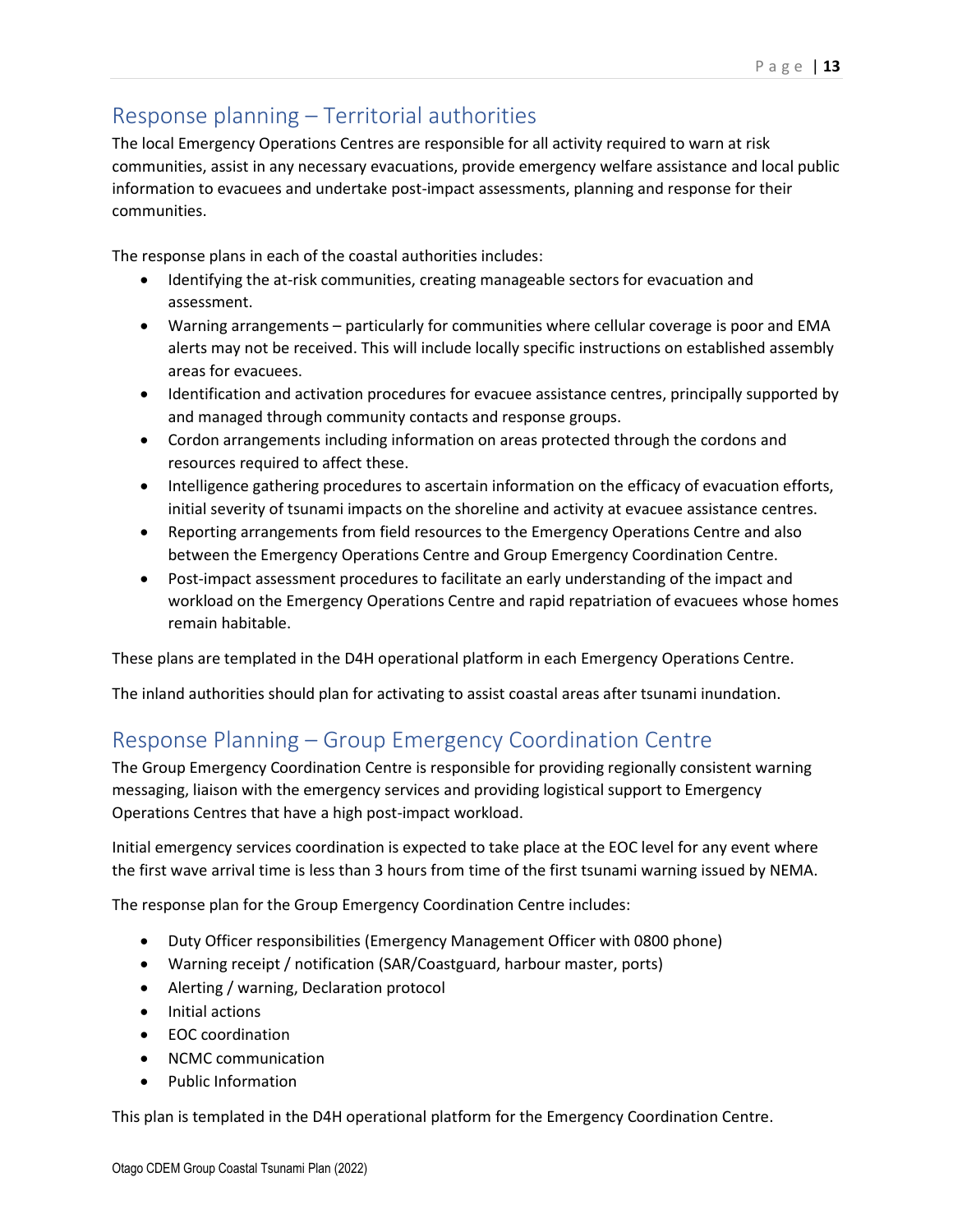## Response planning – Territorial authorities

The local Emergency Operations Centres are responsible for all activity required to warn at risk communities, assist in any necessary evacuations, provide emergency welfare assistance and local public information to evacuees and undertake post-impact assessments, planning and response for their communities.

The response plans in each of the coastal authorities includes:

- Identifying the at-risk communities, creating manageable sectors for evacuation and assessment.
- Warning arrangements – particularly for communities where cellular coverage is poor and EMA alerts may not be received. This will include locally specific instructions on established assembly areas for evacuees.
- Identification and activation procedures for evacuee assistance centres, principally supported by and managed through community contacts and response groups.
- Cordon arrangements including information on areas protected through the cordons and resources required to affect these.
- Intelligence gathering procedures to ascertain information on the efficacy of evacuation efforts, initial severity of tsunami impacts on the shoreline and activity at evacuee assistance centres.
- Reporting arrangements from field resources to the Emergency Operations Centre and also between the Emergency Operations Centre and Group Emergency Coordination Centre.
- Post-impact assessment procedures to facilitate an early understanding of the impact and workload on the Emergency Operations Centre and rapid repatriation of evacuees whose homes remain habitable.

These plans are templated in the D4H operational platform in each Emergency Operations Centre.

The inland authorities should plan for activating to assist coastal areas after tsunami inundation.

## Response Planning – Group Emergency Coordination Centre

The Group Emergency Coordination Centre is responsible for providing regionally consistent warning messaging, liaison with the emergency services and providing logistical support to Emergency Operations Centres that have a high post-impact workload.

Initial emergency services coordination is expected to take place at the EOC level for any event where the first wave arrival time is less than 3 hours from time of the first tsunami warning issued by NEMA.

The response plan for the Group Emergency Coordination Centre includes:

- Duty Officer responsibilities (Emergency Management Officer with 0800 phone)
- Warning receipt / notification (SAR/Coastguard, harbour master, ports)
- Alerting / warning, Declaration protocol
- Initial actions
- EOC coordination
- NCMC communication
- Public Information

This plan is templated in the D4H operational platform for the Emergency Coordination Centre.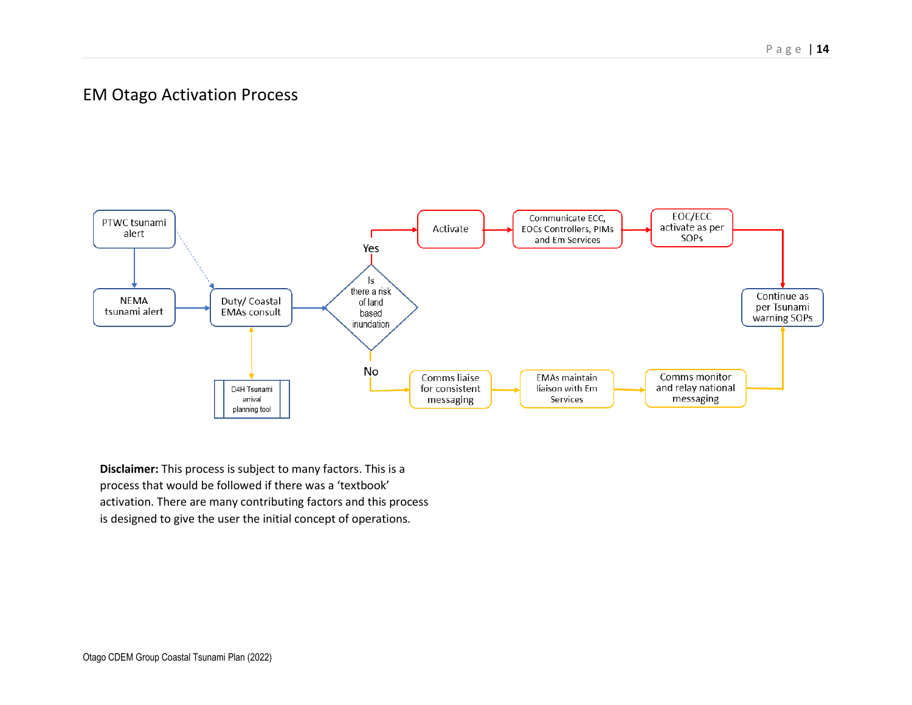## EM Otago Activation Process

PTWC tsunami alert

NEMA tsunami alert

Duty/ Coastal EMAs consult

D4H Tsunami arrival planning tool

Is there a risk of land based inundation

Yes

Activate

Communicate ECC, EOCs Controllers, PIMs and Em Services

EOC/ECC activate as per SOPs

No

Comms liaise for consistent messaging

EMAs maintain liaison with Em Services

Comms monitor and relay national messaging

Continue as per Tsunami warning SOPs

**Disclaimer:** This process is subject to many factors. This is a process that would be followed if there was a 'textbook' activation. There are many contributing factors and this process is designed to give the user the initial concept of operations.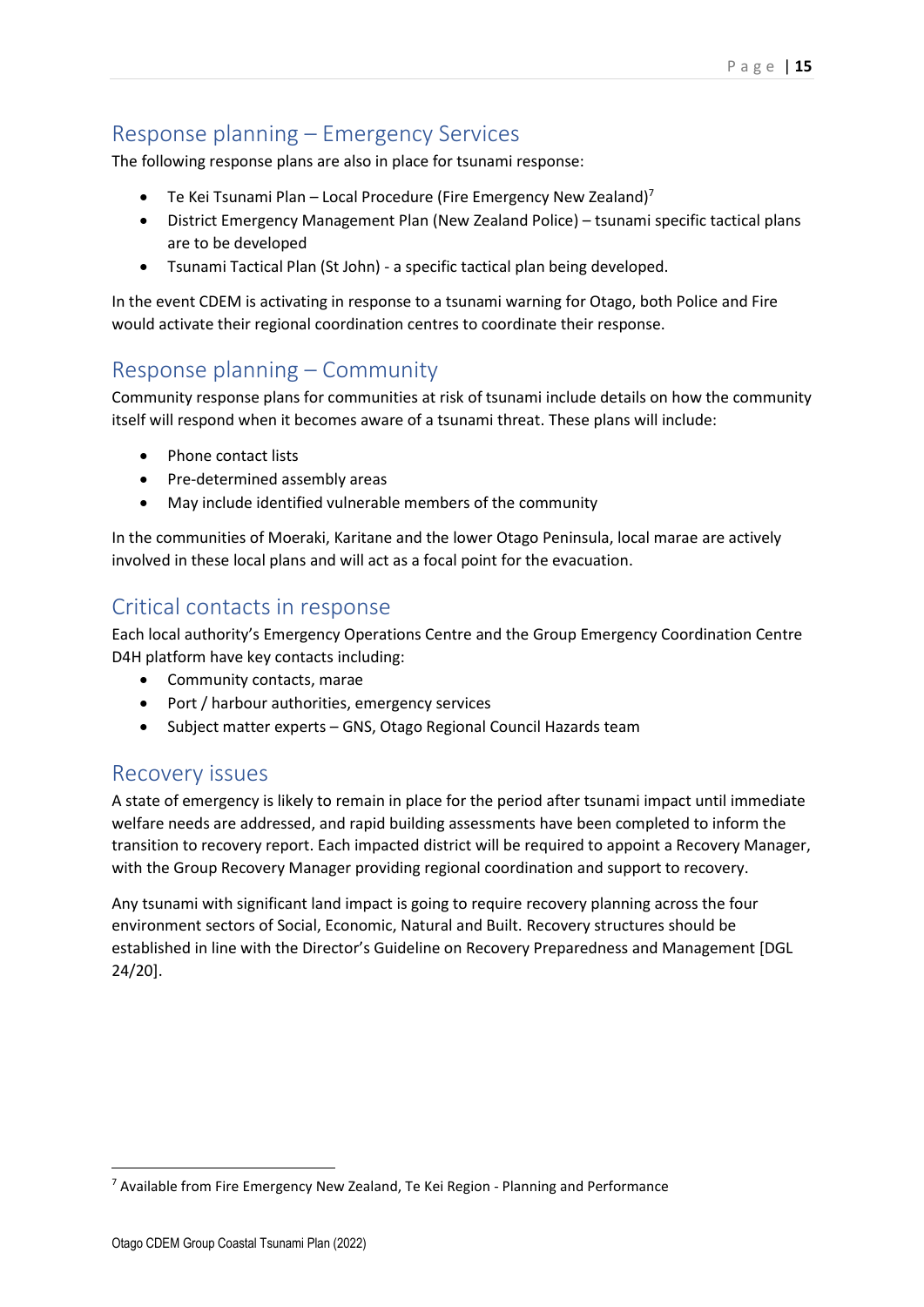## Response planning – Emergency Services

The following response plans are also in place for tsunami response:

- Te Kei Tsunami Plan – Local Procedure (Fire Emergency New Zealand)[7]
- District Emergency Management Plan (New Zealand Police) – tsunami specific tactical plans are to be developed
- Tsunami Tactical Plan (St John) - a specific tactical plan being developed.

In the event CDEM is activating in response to a tsunami warning for Otago, both Police and Fire would activate their regional coordination centres to coordinate their response.

## Response planning – Community

Community response plans for communities at risk of tsunami include details on how the community itself will respond when it becomes aware of a tsunami threat. These plans will include:

- Phone contact lists
- Pre-determined assembly areas
- May include identified vulnerable members of the community

In the communities of Moeraki, Karitane and the lower Otago Peninsula, local marae are actively involved in these local plans and will act as a focal point for the evacuation.

## Critical contacts in response

Each local authority's Emergency Operations Centre and the Group Emergency Coordination Centre D4H platform have key contacts including:

- Community contacts, marae
- Port / harbour authorities, emergency services
- Subject matter experts – GNS, Otago Regional Council Hazards team

## Recovery issues

A state of emergency is likely to remain in place for the period after tsunami impact until immediate welfare needs are addressed, and rapid building assessments have been completed to inform the transition to recovery report. Each impacted district will be required to appoint a Recovery Manager, with the Group Recovery Manager providing regional coordination and support to recovery.

Any tsunami with significant land impact is going to require recovery planning across the four environment sectors of Social, Economic, Natural and Built. Recovery structures should be established in line with the Director's Guideline on Recovery Preparedness and Management [DGL 24/20].

---

[7] Available from Fire Emergency New Zealand, Te Kei Region - Planning and Performance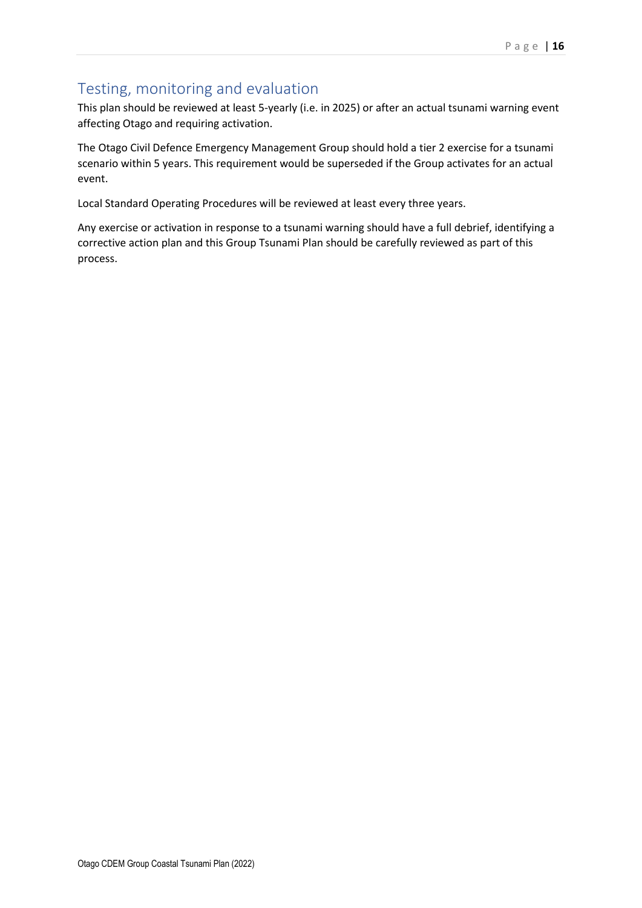## Testing, monitoring and evaluation

This plan should be reviewed at least 5-yearly (i.e. in 2025) or after an actual tsunami warning event affecting Otago and requiring activation.

The Otago Civil Defence Emergency Management Group should hold a tier 2 exercise for a tsunami scenario within 5 years. This requirement would be superseded if the Group activates for an actual event.

Local Standard Operating Procedures will be reviewed at least every three years.

Any exercise or activation in response to a tsunami warning should have a full debrief, identifying a corrective action plan and this Group Tsunami Plan should be carefully reviewed as part of this process.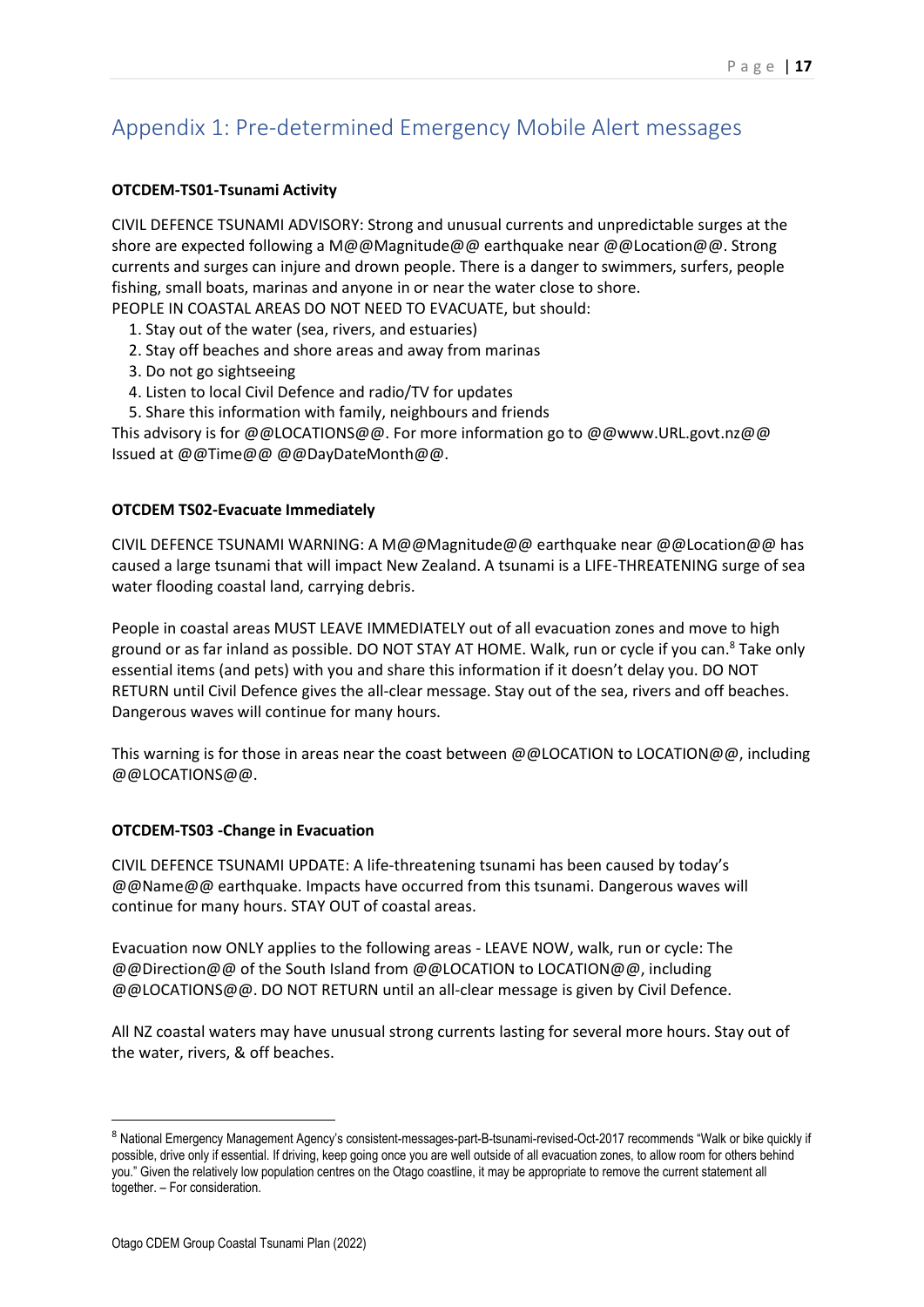## Appendix 1: Pre-determined Emergency Mobile Alert messages

**OTCDEM-TS01-Tsunami Activity**

CIVIL DEFENCE TSUNAMI ADVISORY: Strong and unusual currents and unpredictable surges at the shore are expected following a M@@Magnitude@@ earthquake near @@Location@@. Strong currents and surges can injure and drown people. There is a danger to swimmers, surfers, people fishing, small boats, marinas and anyone in or near the water close to shore.
PEOPLE IN COASTAL AREAS DO NOT NEED TO EVACUATE, but should:

1. Stay out of the water (sea, rivers, and estuaries)
2. Stay off beaches and shore areas and away from marinas
3. Do not go sightseeing
4. Listen to local Civil Defence and radio/TV for updates
5. Share this information with family, neighbours and friends

This advisory is for @@LOCATIONS@@. For more information go to @@www.URL.govt.nz@@
Issued at @@Time@@ @@DayDateMonth@@.

**OTCDEM TS02-Evacuate Immediately**

CIVIL DEFENCE TSUNAMI WARNING: A M@@Magnitude@@ earthquake near @@Location@@ has caused a large tsunami that will impact New Zealand. A tsunami is a LIFE-THREATENING surge of sea water flooding coastal land, carrying debris.

People in coastal areas MUST LEAVE IMMEDIATELY out of all evacuation zones and move to high ground or as far inland as possible. DO NOT STAY AT HOME. Walk, run or cycle if you can.[8] Take only essential items (and pets) with you and share this information if it doesn't delay you. DO NOT RETURN until Civil Defence gives the all-clear message. Stay out of the sea, rivers and off beaches. Dangerous waves will continue for many hours.

This warning is for those in areas near the coast between @@LOCATION to LOCATION@@, including @@LOCATIONS@@.

**OTCDEM-TS03 -Change in Evacuation**

CIVIL DEFENCE TSUNAMI UPDATE: A life-threatening tsunami has been caused by today's @@Name@@ earthquake. Impacts have occurred from this tsunami. Dangerous waves will continue for many hours. STAY OUT of coastal areas.

Evacuation now ONLY applies to the following areas - LEAVE NOW, walk, run or cycle: The @@Direction@@ of the South Island from @@LOCATION to LOCATION@@, including @@LOCATIONS@@. DO NOT RETURN until an all-clear message is given by Civil Defence.

All NZ coastal waters may have unusual strong currents lasting for several more hours. Stay out of the water, rivers, & off beaches.

---

[8] National Emergency Management Agency's consistent-messages-part-B-tsunami-revised-Oct-2017 recommends "Walk or bike quickly if possible, drive only if essential. If driving, keep going once you are well outside of all evacuation zones, to allow room for others behind you." Given the relatively low population centres on the Otago coastline, it may be appropriate to remove the current statement all together. – For consideration.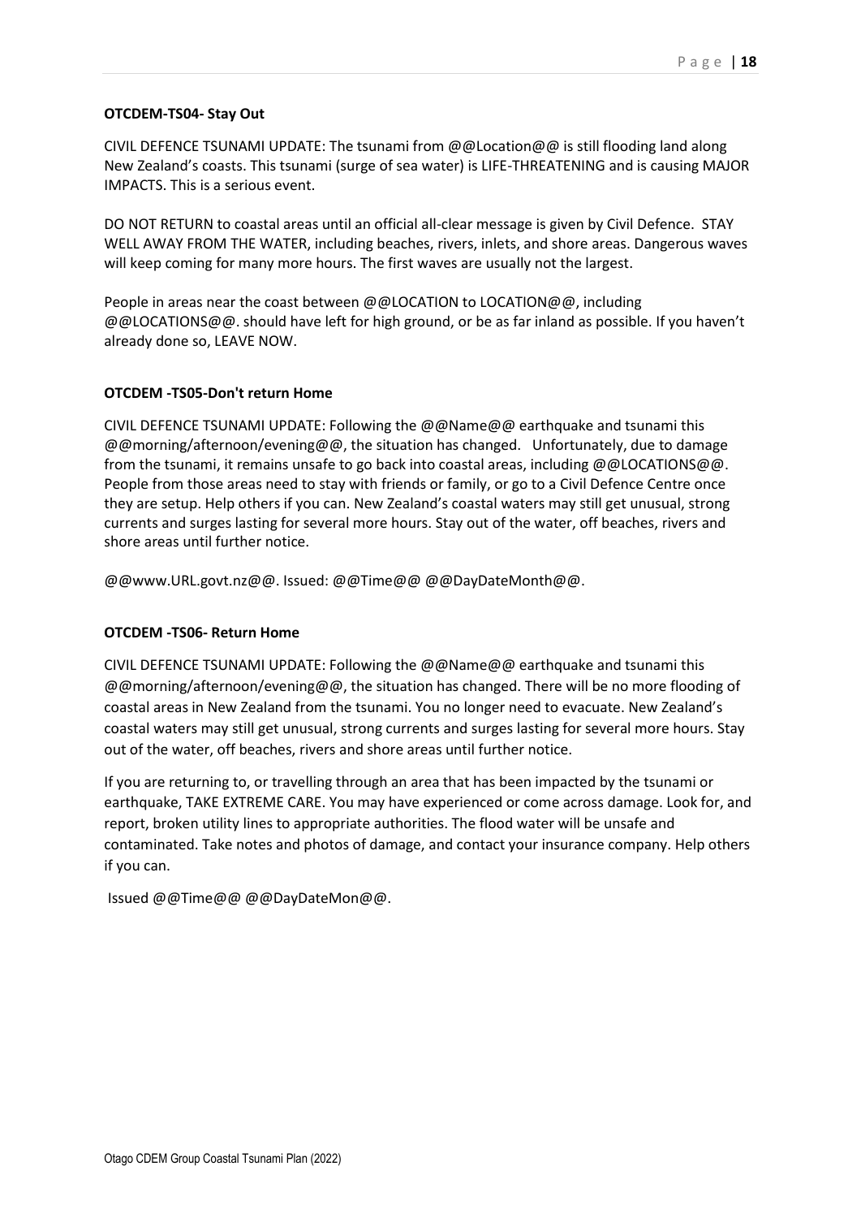**OTCDEM-TS04- Stay Out**

CIVIL DEFENCE TSUNAMI UPDATE: The tsunami from @@Location@@ is still flooding land along New Zealand's coasts. This tsunami (surge of sea water) is LIFE-THREATENING and is causing MAJOR IMPACTS. This is a serious event.

DO NOT RETURN to coastal areas until an official all-clear message is given by Civil Defence. STAY WELL AWAY FROM THE WATER, including beaches, rivers, inlets, and shore areas. Dangerous waves will keep coming for many more hours. The first waves are usually not the largest.

People in areas near the coast between @@LOCATION to LOCATION@@, including @@LOCATIONS@@. should have left for high ground, or be as far inland as possible. If you haven't already done so, LEAVE NOW.

**OTCDEM -TS05-Don't return Home**

CIVIL DEFENCE TSUNAMI UPDATE: Following the @@Name@@ earthquake and tsunami this @@morning/afternoon/evening@@, the situation has changed. Unfortunately, due to damage from the tsunami, it remains unsafe to go back into coastal areas, including @@LOCATIONS@@. People from those areas need to stay with friends or family, or go to a Civil Defence Centre once they are setup. Help others if you can. New Zealand's coastal waters may still get unusual, strong currents and surges lasting for several more hours. Stay out of the water, off beaches, rivers and shore areas until further notice.

@@www.URL.govt.nz@@. Issued: @@Time@@ @@DayDateMonth@@.

**OTCDEM -TS06- Return Home**

CIVIL DEFENCE TSUNAMI UPDATE: Following the @@Name@@ earthquake and tsunami this @@morning/afternoon/evening@@, the situation has changed. There will be no more flooding of coastal areas in New Zealand from the tsunami. You no longer need to evacuate. New Zealand's coastal waters may still get unusual, strong currents and surges lasting for several more hours. Stay out of the water, off beaches, rivers and shore areas until further notice.

If you are returning to, or travelling through an area that has been impacted by the tsunami or earthquake, TAKE EXTREME CARE. You may have experienced or come across damage. Look for, and report, broken utility lines to appropriate authorities. The flood water will be unsafe and contaminated. Take notes and photos of damage, and contact your insurance company. Help others if you can.

Issued @@Time@@ @@DayDateMon@@.